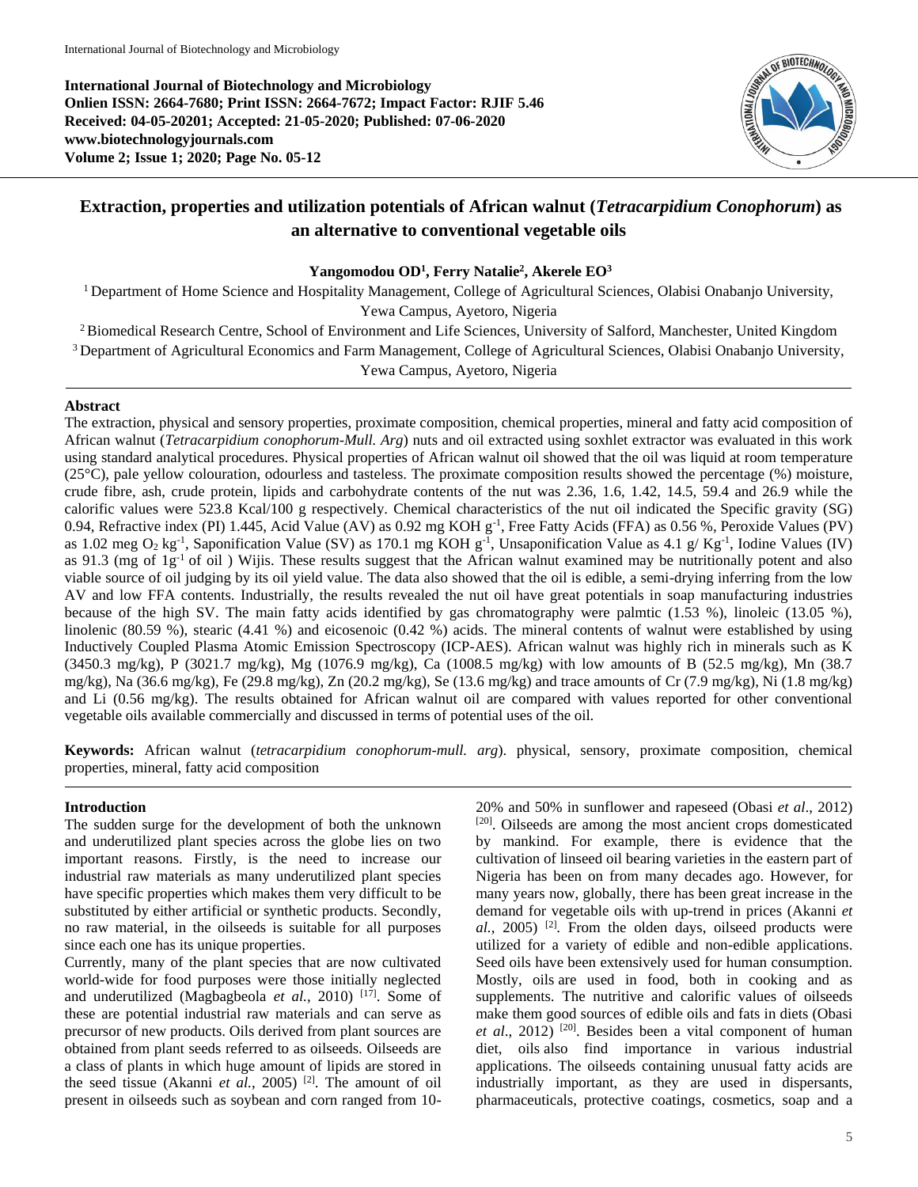International Journal of Biotechnology and Microbiology
Onlien ISSN: 2664-7680; Print ISSN: 2664-7672; Impact Factor: RJIF 5.46
Received: 04-05-20201; Accepted: 21-05-2020; Published: 07-06-2020
www.biotechnologyjournals.com
Volume 2; Issue 1; 2020; Page No. 05-12

# Extraction, properties and utilization potentials of African walnut (*Tetracarpidium Conophorum*) as an alternative to conventional vegetable oils

**Yangomodou OD[1], Ferry Natalie[2], Akerele EO[3]**

[1] Department of Home Science and Hospitality Management, College of Agricultural Sciences, Olabisi Onabanjo University, Yewa Campus, Ayetoro, Nigeria

[2] Biomedical Research Centre, School of Environment and Life Sciences, University of Salford, Manchester, United Kingdom

[3] Department of Agricultural Economics and Farm Management, College of Agricultural Sciences, Olabisi Onabanjo University, Yewa Campus, Ayetoro, Nigeria

## Abstract

The extraction, physical and sensory properties, proximate composition, chemical properties, mineral and fatty acid composition of African walnut (*Tetracarpidium conophorum-Mull. Arg*) nuts and oil extracted using soxhlet extractor was evaluated in this work using standard analytical procedures. Physical properties of African walnut oil showed that the oil was liquid at room temperature (25°C), pale yellow colouration, odourless and tasteless. The proximate composition results showed the percentage (%) moisture, crude fibre, ash, crude protein, lipids and carbohydrate contents of the nut was 2.36, 1.6, 1.42, 14.5, 59.4 and 26.9 while the calorific values were 523.8 Kcal/100 g respectively. Chemical characteristics of the nut oil indicated the Specific gravity (SG) 0.94, Refractive index (PI) 1.445, Acid Value (AV) as 0.92 mg KOH $g^{-1}$, Free Fatty Acids (FFA) as 0.56 %, Peroxide Values (PV) as 1.02 meg $O_2$ $kg^{-1}$, Saponification Value (SV) as 170.1 mg KOH $g^{-1}$, Unsaponification Value as 4.1 g/ $Kg^{-1}$, Iodine Values (IV) as 91.3 (mg of $1g^{-1}$ of oil ) Wijis. These results suggest that the African walnut examined may be nutritionally potent and also viable source of oil judging by its oil yield value. The data also showed that the oil is edible, a semi-drying inferring from the low AV and low FFA contents. Industrially, the results revealed the nut oil have great potentials in soap manufacturing industries because of the high SV. The main fatty acids identified by gas chromatography were palmtic (1.53 %), linoleic (13.05 %), linolenic (80.59 %), stearic (4.41 %) and eicosenoic (0.42 %) acids. The mineral contents of walnut were established by using Inductively Coupled Plasma Atomic Emission Spectroscopy (ICP-AES). African walnut was highly rich in minerals such as K (3450.3 mg/kg), P (3021.7 mg/kg), Mg (1076.9 mg/kg), Ca (1008.5 mg/kg) with low amounts of B (52.5 mg/kg), Mn (38.7 mg/kg), Na (36.6 mg/kg), Fe (29.8 mg/kg), Zn (20.2 mg/kg), Se (13.6 mg/kg) and trace amounts of Cr (7.9 mg/kg), Ni (1.8 mg/kg) and Li (0.56 mg/kg). The results obtained for African walnut oil are compared with values reported for other conventional vegetable oils available commercially and discussed in terms of potential uses of the oil.

**Keywords:** African walnut (*tetracarpidium conophorum-mull. arg*). physical, sensory, proximate composition, chemical properties, mineral, fatty acid composition

## Introduction

The sudden surge for the development of both the unknown and underutilized plant species across the globe lies on two important reasons. Firstly, is the need to increase our industrial raw materials as many underutilized plant species have specific properties which makes them very difficult to be substituted by either artificial or synthetic products. Secondly, no raw material, in the oilseeds is suitable for all purposes since each one has its unique properties.

Currently, many of the plant species that are now cultivated world-wide for food purposes were those initially neglected and underutilized (Magbagbeola *et al.,* 2010) [17]. Some of these are potential industrial raw materials and can serve as precursor of new products. Oils derived from plant sources are obtained from plant seeds referred to as oilseeds. Oilseeds are a class of plants in which huge amount of lipids are stored in the seed tissue (Akanni *et al.,* 2005) [2]. The amount of oil present in oilseeds such as soybean and corn ranged from 10-20% and 50% in sunflower and rapeseed (Obasi *et al*., 2012) [20]. Oilseeds are among the most ancient crops domesticated by mankind. For example, there is evidence that the cultivation of linseed oil bearing varieties in the eastern part of Nigeria has been on from many decades ago. However, for many years now, globally, there has been great increase in the demand for vegetable oils with up-trend in prices (Akanni *et al.,* 2005) [2]. From the olden days, oilseed products were utilized for a variety of edible and non-edible applications. Seed oils have been extensively used for human consumption. Mostly, oils are used in food, both in cooking and as supplements. The nutritive and calorific values of oilseeds make them good sources of edible oils and fats in diets (Obasi *et al*., 2012) [20]. Besides been a vital component of human diet, oils also find importance in various industrial applications. The oilseeds containing unusual fatty acids are industrially important, as they are used in dispersants, pharmaceuticals, protective coatings, cosmetics, soap and a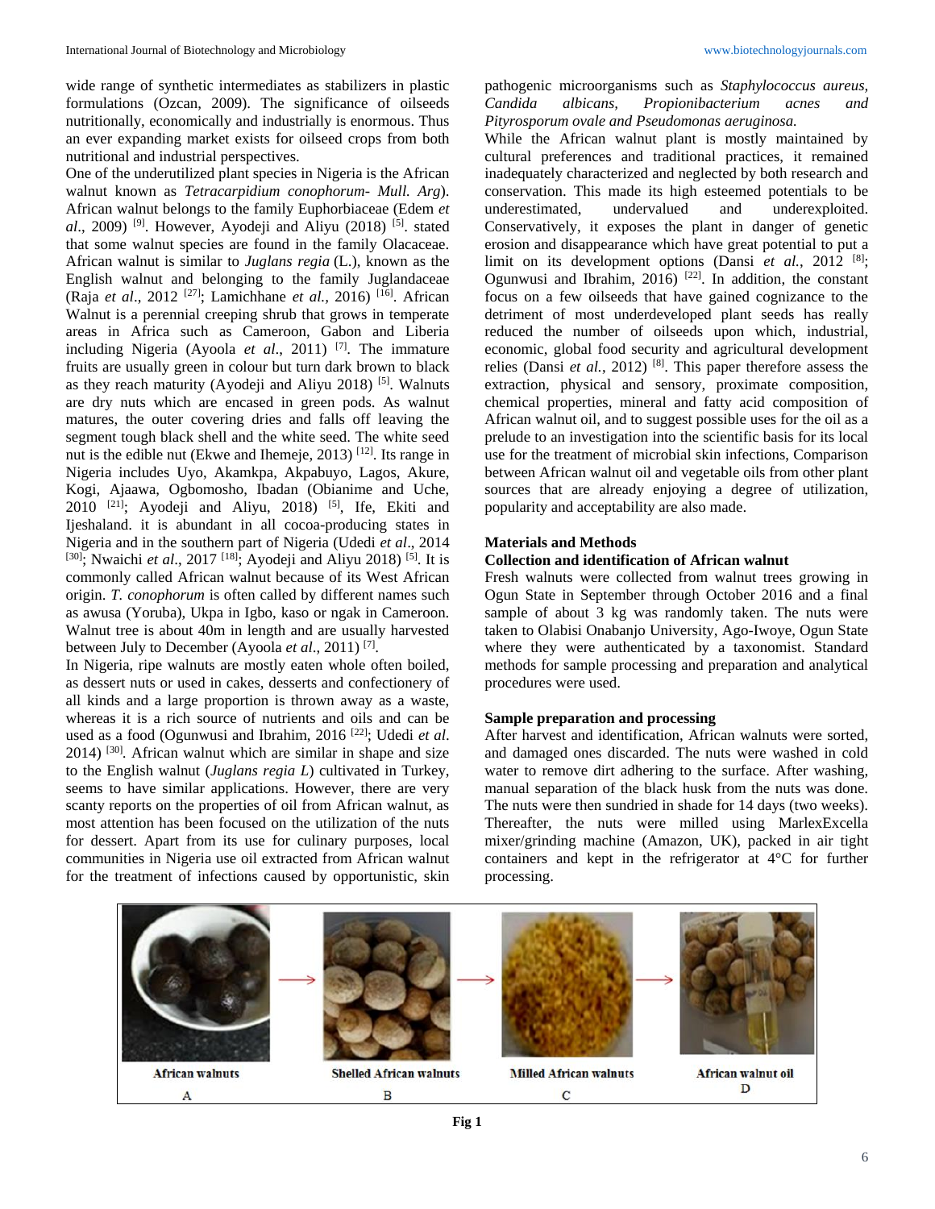wide range of synthetic intermediates as stabilizers in plastic formulations (Ozcan, 2009). The significance of oilseeds nutritionally, economically and industrially is enormous. Thus an ever expanding market exists for oilseed crops from both nutritional and industrial perspectives.

One of the underutilized plant species in Nigeria is the African walnut known as *Tetracarpidium conophorum- Mull. Arg*). African walnut belongs to the family Euphorbiaceae (Edem *et al*., 2009) [9]. However, Ayodeji and Aliyu (2018) [5]. stated that some walnut species are found in the family Olacaceae. African walnut is similar to *Juglans regia* (L.), known as the English walnut and belonging to the family Juglandaceae (Raja *et al*., 2012 [27]; Lamichhane *et al.,* 2016) [16]. African Walnut is a perennial creeping shrub that grows in temperate areas in Africa such as Cameroon, Gabon and Liberia including Nigeria (Ayoola *et al*., 2011) [7]. The immature fruits are usually green in colour but turn dark brown to black as they reach maturity (Ayodeji and Aliyu 2018) [5]. Walnuts are dry nuts which are encased in green pods. As walnut matures, the outer covering dries and falls off leaving the segment tough black shell and the white seed. The white seed nut is the edible nut (Ekwe and Ihemeje, 2013) [12]. Its range in Nigeria includes Uyo, Akamkpa, Akpabuyo, Lagos, Akure, Kogi, Ajaawa, Ogbomosho, Ibadan (Obianime and Uche, 2010 [21]; Ayodeji and Aliyu, 2018) [5], Ife, Ekiti and Ijeshaland. it is abundant in all cocoa-producing states in Nigeria and in the southern part of Nigeria (Udedi *et al*., 2014 [30]; Nwaichi *et al*., 2017 [18]; Ayodeji and Aliyu 2018) [5]. It is commonly called African walnut because of its West African origin. *T. conophorum* is often called by different names such as awusa (Yoruba), Ukpa in Igbo, kaso or ngak in Cameroon. Walnut tree is about 40m in length and are usually harvested between July to December (Ayoola *et al*., 2011) [7].

In Nigeria, ripe walnuts are mostly eaten whole often boiled, as dessert nuts or used in cakes, desserts and confectionery of all kinds and a large proportion is thrown away as a waste, whereas it is a rich source of nutrients and oils and can be used as a food (Ogunwusi and Ibrahim, 2016 [22]; Udedi *et al*. 2014) [30]. African walnut which are similar in shape and size to the English walnut (*Juglans regia L*) cultivated in Turkey, seems to have similar applications. However, there are very scanty reports on the properties of oil from African walnut, as most attention has been focused on the utilization of the nuts for dessert. Apart from its use for culinary purposes, local communities in Nigeria use oil extracted from African walnut for the treatment of infections caused by opportunistic, skin pathogenic microorganisms such as *Staphylococcus aureus, Candida albicans, Propionibacterium acnes and Pityrosporum ovale and Pseudomonas aeruginosa.*

While the African walnut plant is mostly maintained by cultural preferences and traditional practices, it remained inadequately characterized and neglected by both research and conservation. This made its high esteemed potentials to be underestimated, undervalued and underexploited. Conservatively, it exposes the plant in danger of genetic erosion and disappearance which have great potential to put a limit on its development options (Dansi *et al.*, 2012 [8]; Ogunwusi and Ibrahim, 2016) [22]. In addition, the constant focus on a few oilseeds that have gained cognizance to the detriment of most underdeveloped plant seeds has really reduced the number of oilseeds upon which, industrial, economic, global food security and agricultural development relies (Dansi *et al.*, 2012) [8]. This paper therefore assess the extraction, physical and sensory, proximate composition, chemical properties, mineral and fatty acid composition of African walnut oil, and to suggest possible uses for the oil as a prelude to an investigation into the scientific basis for its local use for the treatment of microbial skin infections, Comparison between African walnut oil and vegetable oils from other plant sources that are already enjoying a degree of utilization, popularity and acceptability are also made.

## Materials and Methods

### Collection and identification of African walnut

Fresh walnuts were collected from walnut trees growing in Ogun State in September through October 2016 and a final sample of about 3 kg was randomly taken. The nuts were taken to Olabisi Onabanjo University, Ago-Iwoye, Ogun State where they were authenticated by a taxonomist. Standard methods for sample processing and preparation and analytical procedures were used.

### Sample preparation and processing

After harvest and identification, African walnuts were sorted, and damaged ones discarded. The nuts were washed in cold water to remove dirt adhering to the surface. After washing, manual separation of the black husk from the nuts was done. The nuts were then sundried in shade for 14 days (two weeks). Thereafter, the nuts were milled using MarlexExcella mixer/grinding machine (Amazon, UK), packed in air tight containers and kept in the refrigerator at 4°C for further processing.

African walnuts A → Shelled African walnuts B → Milled African walnuts C → African walnut oil D

**Fig 1**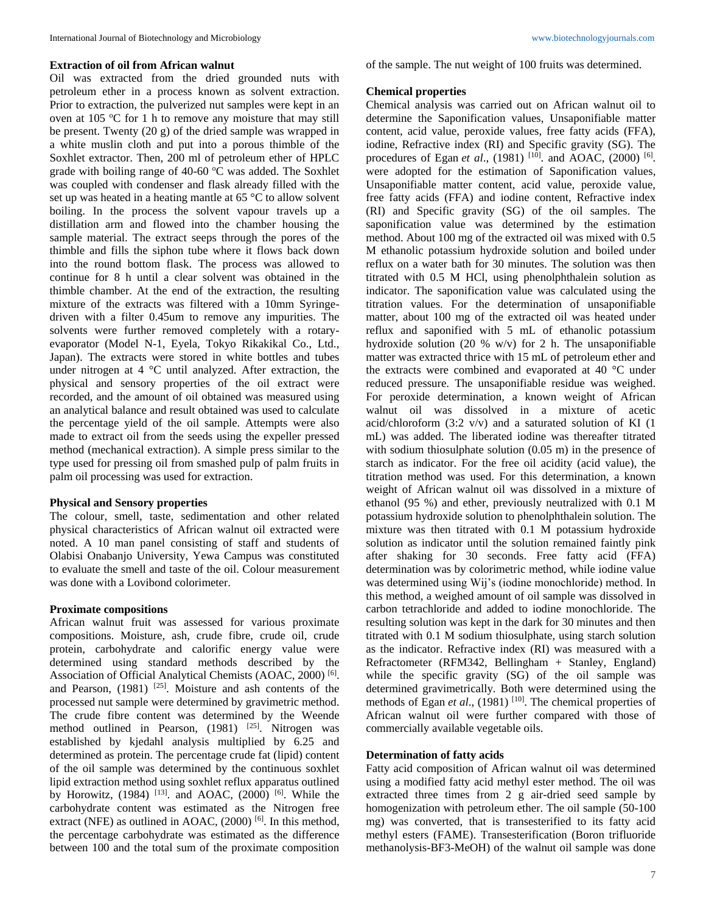### Extraction of oil from African walnut

Oil was extracted from the dried grounded nuts with petroleum ether in a process known as solvent extraction. Prior to extraction, the pulverized nut samples were kept in an oven at 105 °C for 1 h to remove any moisture that may still be present. Twenty (20 g) of the dried sample was wrapped in a white muslin cloth and put into a porous thimble of the Soxhlet extractor. Then, 200 ml of petroleum ether of HPLC grade with boiling range of 40-60 °C was added. The Soxhlet was coupled with condenser and flask already filled with the set up was heated in a heating mantle at 65 °C to allow solvent boiling. In the process the solvent vapour travels up a distillation arm and flowed into the chamber housing the sample material. The extract seeps through the pores of the thimble and fills the siphon tube where it flows back down into the round bottom flask. The process was allowed to continue for 8 h until a clear solvent was obtained in the thimble chamber. At the end of the extraction, the resulting mixture of the extracts was filtered with a 10mm Syringe-driven with a filter 0.45um to remove any impurities. The solvents were further removed completely with a rotary-evaporator (Model N-1, Eyela, Tokyo Rikakikal Co., Ltd., Japan). The extracts were stored in white bottles and tubes under nitrogen at 4 °C until analyzed. After extraction, the physical and sensory properties of the oil extract were recorded, and the amount of oil obtained was measured using an analytical balance and result obtained was used to calculate the percentage yield of the oil sample. Attempts were also made to extract oil from the seeds using the expeller pressed method (mechanical extraction). A simple press similar to the type used for pressing oil from smashed pulp of palm fruits in palm oil processing was used for extraction.

### Physical and Sensory properties

The colour, smell, taste, sedimentation and other related physical characteristics of African walnut oil extracted were noted. A 10 man panel consisting of staff and students of Olabisi Onabanjo University, Yewa Campus was constituted to evaluate the smell and taste of the oil. Colour measurement was done with a Lovibond colorimeter.

### Proximate compositions

African walnut fruit was assessed for various proximate compositions. Moisture, ash, crude fibre, crude oil, crude protein, carbohydrate and calorific energy value were determined using standard methods described by the Association of Official Analytical Chemists (AOAC, 2000) [6]. and Pearson, (1981) [25]. Moisture and ash contents of the processed nut sample were determined by gravimetric method. The crude fibre content was determined by the Weende method outlined in Pearson, (1981) [25]. Nitrogen was established by kjedahl analysis multiplied by 6.25 and determined as protein. The percentage crude fat (lipid) content of the oil sample was determined by the continuous soxhlet lipid extraction method using soxhlet reflux apparatus outlined by Horowitz, (1984) [13]. and AOAC, (2000) [6]. While the carbohydrate content was estimated as the Nitrogen free extract (NFE) as outlined in AOAC, (2000) [6]. In this method, the percentage carbohydrate was estimated as the difference between 100 and the total sum of the proximate composition of the sample. The nut weight of 100 fruits was determined.

### Chemical properties

Chemical analysis was carried out on African walnut oil to determine the Saponification values, Unsaponifiable matter content, acid value, peroxide values, free fatty acids (FFA), iodine, Refractive index (RI) and Specific gravity (SG). The procedures of Egan *et al*., (1981) [10]. and AOAC, (2000) [6]. were adopted for the estimation of Saponification values, Unsaponifiable matter content, acid value, peroxide value, free fatty acids (FFA) and iodine content, Refractive index (RI) and Specific gravity (SG) of the oil samples. The saponification value was determined by the estimation method. About 100 mg of the extracted oil was mixed with 0.5 M ethanolic potassium hydroxide solution and boiled under reflux on a water bath for 30 minutes. The solution was then titrated with 0.5 M HCl, using phenolphthalein solution as indicator. The saponification value was calculated using the titration values. For the determination of unsaponifiable matter, about 100 mg of the extracted oil was heated under reflux and saponified with 5 mL of ethanolic potassium hydroxide solution (20 % w/v) for 2 h. The unsaponifiable matter was extracted thrice with 15 mL of petroleum ether and the extracts were combined and evaporated at 40 °C under reduced pressure. The unsaponifiable residue was weighed. For peroxide determination, a known weight of African walnut oil was dissolved in a mixture of acetic acid/chloroform (3:2 v/v) and a saturated solution of KI (1 mL) was added. The liberated iodine was thereafter titrated with sodium thiosulphate solution (0.05 m) in the presence of starch as indicator. For the free oil acidity (acid value), the titration method was used. For this determination, a known weight of African walnut oil was dissolved in a mixture of ethanol (95 %) and ether, previously neutralized with 0.1 M potassium hydroxide solution to phenolphthalein solution. The mixture was then titrated with 0.1 M potassium hydroxide solution as indicator until the solution remained faintly pink after shaking for 30 seconds. Free fatty acid (FFA) determination was by colorimetric method, while iodine value was determined using Wij's (iodine monochloride) method. In this method, a weighed amount of oil sample was dissolved in carbon tetrachloride and added to iodine monochloride. The resulting solution was kept in the dark for 30 minutes and then titrated with 0.1 M sodium thiosulphate, using starch solution as the indicator. Refractive index (RI) was measured with a Refractometer (RFM342, Bellingham + Stanley, England) while the specific gravity (SG) of the oil sample was determined gravimetrically. Both were determined using the methods of Egan *et al*., (1981) [10]. The chemical properties of African walnut oil were further compared with those of commercially available vegetable oils.

### Determination of fatty acids

Fatty acid composition of African walnut oil was determined using a modified fatty acid methyl ester method. The oil was extracted three times from 2 g air-dried seed sample by homogenization with petroleum ether. The oil sample (50-100 mg) was converted, that is transesterified to its fatty acid methyl esters (FAME). Transesterification (Boron trifluoride methanolysis-BF3-MeOH) of the walnut oil sample was done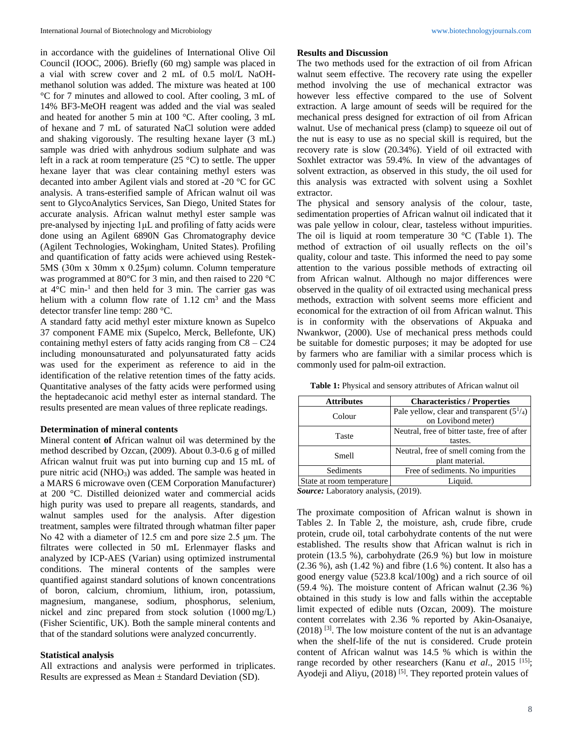in accordance with the guidelines of International Olive Oil Council (IOOC, 2006). Briefly (60 mg) sample was placed in a vial with screw cover and 2 mL of 0.5 mol/L NaOH-methanol solution was added. The mixture was heated at 100 °C for 7 minutes and allowed to cool. After cooling, 3 mL of 14% BF3-MeOH reagent was added and the vial was sealed and heated for another 5 min at 100 °C. After cooling, 3 mL of hexane and 7 mL of saturated NaCl solution were added and shaking vigorously. The resulting hexane layer (3 mL) sample was dried with anhydrous sodium sulphate and was left in a rack at room temperature (25 °C) to settle. The upper hexane layer that was clear containing methyl esters was decanted into amber Agilent vials and stored at -20 °C for GC analysis. A trans-esterified sample of African walnut oil was sent to GlycoAnalytics Services, San Diego, United States for accurate analysis. African walnut methyl ester sample was pre-analysed by injecting 1μL and profiling of fatty acids were done using an Agilent 6890N Gas Chromatography device (Agilent Technologies, Wokingham, United States). Profiling and quantification of fatty acids were achieved using Restek-5MS (30m x 30mm x 0.25μm) column. Column temperature was programmed at 80°C for 3 min, and then raised to 220 °C at 4°C min$^{-1}$ and then held for 3 min. The carrier gas was helium with a column flow rate of 1.12 cm$^3$ and the Mass detector transfer line temp: 280 °C.

A standard fatty acid methyl ester mixture known as Supelco 37 component FAME mix (Supelco, Merck, Bellefonte, UK) containing methyl esters of fatty acids ranging from C8 – C24 including monounsaturated and polyunsaturated fatty acids was used for the experiment as reference to aid in the identification of the relative retention times of the fatty acids. Quantitative analyses of the fatty acids were performed using the heptadecanoic acid methyl ester as internal standard. The results presented are mean values of three replicate readings.

### Determination of mineral contents

Mineral content **of** African walnut oil was determined by the method described by Ozcan, (2009). About 0.3-0.6 g of milled African walnut fruit was put into burning cup and 15 mL of pure nitric acid ($NHO_3$) was added. The sample was heated in a MARS 6 microwave oven (CEM Corporation Manufacturer) at 200 °C. Distilled deionized water and commercial acids high purity was used to prepare all reagents, standards, and walnut samples used for the analysis. After digestion treatment, samples were filtrated through whatman filter paper No 42 with a diameter of 12.5 cm and pore size 2.5 μm. The filtrates were collected in 50 mL Erlenmeyer flasks and analyzed by ICP-AES (Varian) using optimized instrumental conditions. The mineral contents of the samples were quantified against standard solutions of known concentrations of boron, calcium, chromium, lithium, iron, potassium, magnesium, manganese, sodium, phosphorus, selenium, nickel and zinc prepared from stock solution (1000 mg/L) (Fisher Scientific, UK). Both the sample mineral contents and that of the standard solutions were analyzed concurrently.

### Statistical analysis

All extractions and analysis were performed in triplicates. Results are expressed as Mean ± Standard Deviation (SD).

## Results and Discussion

The two methods used for the extraction of oil from African walnut seem effective. The recovery rate using the expeller method involving the use of mechanical extractor was however less effective compared to the use of Solvent extraction. A large amount of seeds will be required for the mechanical press designed for extraction of oil from African walnut. Use of mechanical press (clamp) to squeeze oil out of the nut is easy to use as no special skill is required, but the recovery rate is slow (20.34%). Yield of oil extracted with Soxhlet extractor was 59.4%. In view of the advantages of solvent extraction, as observed in this study, the oil used for this analysis was extracted with solvent using a Soxhlet extractor.

The physical and sensory analysis of the colour, taste, sedimentation properties of African walnut oil indicated that it was pale yellow in colour, clear, tasteless without impurities. The oil is liquid at room temperature 30 °C (Table 1). The method of extraction of oil usually reflects on the oil's quality, colour and taste. This informed the need to pay some attention to the various possible methods of extracting oil from African walnut. Although no major differences were observed in the quality of oil extracted using mechanical press methods, extraction with solvent seems more efficient and economical for the extraction of oil from African walnut. This is in conformity with the observations of Akpuaka and Nwankwor, (2000). Use of mechanical press methods could be suitable for domestic purposes; it may be adopted for use by farmers who are familiar with a similar process which is commonly used for palm-oil extraction.

**Table 1:** Physical and sensory attributes of African walnut oil

| Attributes | Characteristics / Properties |
|---|---|
| Colour | Pale yellow, clear and transparent ($5^1/_4$) on Lovibond meter) |
| Taste | Neutral, free of bitter taste, free of after tastes. |
| Smell | Neutral, free of smell coming from the plant material. |
| Sediments | Free of sediments. No impurities |
| State at room temperature | Liquid. |

***Source:*** Laboratory analysis, (2019).

The proximate composition of African walnut is shown in Tables 2. In Table 2, the moisture, ash, crude fibre, crude protein, crude oil, total carbohydrate contents of the nut were established. The results show that African walnut is rich in protein (13.5 %), carbohydrate (26.9 %) but low in moisture (2.36 %), ash (1.42 %) and fibre (1.6 %) content. It also has a good energy value (523.8 kcal/100g) and a rich source of oil (59.4 %). The moisture content of African walnut (2.36 %) obtained in this study is low and falls within the acceptable limit expected of edible nuts (Ozcan, 2009). The moisture content correlates with 2.36 % reported by Akin-Osanaiye, (2018) [3]. The low moisture content of the nut is an advantage when the shelf-life of the nut is considered. Crude protein content of African walnut was 14.5 % which is within the range recorded by other researchers (Kanu *et al*., 2015 [15]; Ayodeji and Aliyu, (2018) [5]. They reported protein values of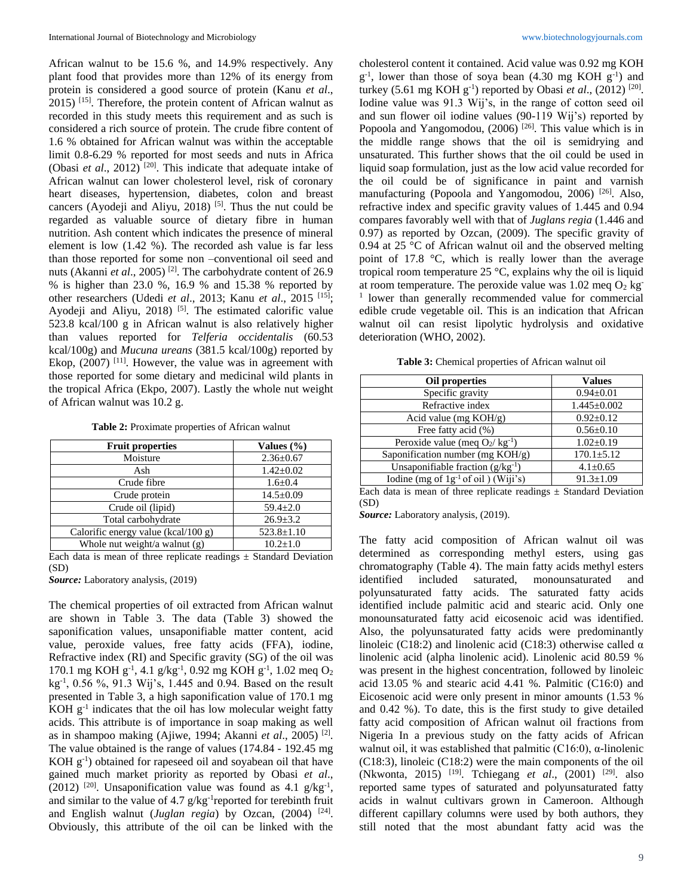African walnut to be 15.6 %, and 14.9% respectively. Any plant food that provides more than 12% of its energy from protein is considered a good source of protein (Kanu *et al*., 2015) [15]. Therefore, the protein content of African walnut as recorded in this study meets this requirement and as such is considered a rich source of protein. The crude fibre content of 1.6 % obtained for African walnut was within the acceptable limit 0.8-6.29 % reported for most seeds and nuts in Africa (Obasi *et al*., 2012) [20]. This indicate that adequate intake of African walnut can lower cholesterol level, risk of coronary heart diseases, hypertension, diabetes, colon and breast cancers (Ayodeji and Aliyu, 2018) [5]. Thus the nut could be regarded as valuable source of dietary fibre in human nutrition. Ash content which indicates the presence of mineral element is low (1.42 %). The recorded ash value is far less than those reported for some non –conventional oil seed and nuts (Akanni *et al*., 2005) [2]. The carbohydrate content of 26.9 % is higher than 23.0 %, 16.9 % and 15.38 % reported by other researchers (Udedi *et al*., 2013; Kanu *et al*., 2015 [15]; Ayodeji and Aliyu, 2018) [5]. The estimated calorific value 523.8 kcal/100 g in African walnut is also relatively higher than values reported for *Telferia occidentalis* (60.53 kcal/100g) and *Mucuna ureans* (381.5 kcal/100g) reported by Ekop, (2007) [11]. However, the value was in agreement with those reported for some dietary and medicinal wild plants in the tropical Africa (Ekpo, 2007). Lastly the whole nut weight of African walnut was 10.2 g.

**Table 2:** Proximate properties of African walnut

| Fruit properties | Values (%) |
|---|---|
| Moisture | 2.36±0.67 |
| Ash | 1.42±0.02 |
| Crude fibre | 1.6±0.4 |
| Crude protein | 14.5±0.09 |
| Crude oil (lipid) | 59.4±2.0 |
| Total carbohydrate | 26.9±3.2 |
| Calorific energy value (kcal/100 g) | 523.8±1.10 |
| Whole nut weight/a walnut (g) | 10.2±1.0 |

Each data is mean of three replicate readings ± Standard Deviation (SD)

***Source:*** Laboratory analysis, (2019)

The chemical properties of oil extracted from African walnut are shown in Table 3. The data (Table 3) showed the saponification values, unsaponifiable matter content, acid value, peroxide values, free fatty acids (FFA), iodine, Refractive index (RI) and Specific gravity (SG) of the oil was 170.1 mg KOH $g^{-1}$, 4.1 g/$kg^{-1}$, 0.92 mg KOH $g^{-1}$, 1.02 meq $O_2$ $kg^{-1}$, 0.56 %, 91.3 Wij's, 1.445 and 0.94. Based on the result presented in Table 3, a high saponification value of 170.1 mg KOH $g^{-1}$ indicates that the oil has low molecular weight fatty acids. This attribute is of importance in soap making as well as in shampoo making (Ajiwe, 1994; Akanni *et al*., 2005) [2]. The value obtained is the range of values (174.84 - 192.45 mg KOH $g^{-1}$) obtained for rapeseed oil and soyabean oil that have gained much market priority as reported by Obasi *et al*., (2012) [20]. Unsaponification value was found as 4.1 g/$kg^{-1}$, and similar to the value of 4.7 g/$kg^{-1}$reported for terebinth fruit and English walnut (*Juglan regia*) by Ozcan, (2004) [24]. Obviously, this attribute of the oil can be linked with the cholesterol content it contained. Acid value was 0.92 mg KOH $g^{-1}$, lower than those of soya bean (4.30 mg KOH $g^{-1}$) and turkey (5.61 mg KOH $g^{-1}$) reported by Obasi *et al*., (2012) [20]. Iodine value was 91.3 Wij's, in the range of cotton seed oil and sun flower oil iodine values (90-119 Wij's) reported by Popoola and Yangomodou, (2006) [26]. This value which is in the middle range shows that the oil is semidrying and unsaturated. This further shows that the oil could be used in liquid soap formulation, just as the low acid value recorded for the oil could be of significance in paint and varnish manufacturing (Popoola and Yangomodou, 2006) [26]. Also, refractive index and specific gravity values of 1.445 and 0.94 compares favorably well with that of *Juglans regia* (1.446 and 0.97) as reported by Ozcan, (2009). The specific gravity of 0.94 at 25 °C of African walnut oil and the observed melting point of 17.8 °C, which is really lower than the average tropical room temperature 25 °C, explains why the oil is liquid at room temperature. The peroxide value was 1.02 meq $O_2$ $kg^{-1}$ lower than generally recommended value for commercial edible crude vegetable oil. This is an indication that African walnut oil can resist lipolytic hydrolysis and oxidative deterioration (WHO, 2002).

**Table 3:** Chemical properties of African walnut oil

| Oil properties | Values |
|---|---|
| Specific gravity | 0.94±0.01 |
| Refractive index | 1.445±0.002 |
| Acid value (mg KOH/g) | 0.92±0.12 |
| Free fatty acid (%) | 0.56±0.10 |
| Peroxide value (meq $O_2$/ $kg^{-1}$) | 1.02±0.19 |
| Saponification number (mg KOH/g) | 170.1±5.12 |
| Unsaponifiable fraction (g/$kg^{-1}$) | 4.1±0.65 |
| Iodine (mg of $1g^{-1}$ of oil ) (Wiji's) | 91.3±1.09 |

Each data is mean of three replicate readings ± Standard Deviation (SD)

***Source:*** Laboratory analysis, (2019).

The fatty acid composition of African walnut oil was determined as corresponding methyl esters, using gas chromatography (Table 4). The main fatty acids methyl esters identified included saturated, monounsaturated and polyunsaturated fatty acids. The saturated fatty acids identified include palmitic acid and stearic acid. Only one monounsaturated fatty acid eicosenoic acid was identified. Also, the polyunsaturated fatty acids were predominantly linoleic (C18:2) and linolenic acid (C18:3) otherwise called α linolenic acid (alpha linolenic acid). Linolenic acid 80.59 % was present in the highest concentration, followed by linoleic acid 13.05 % and stearic acid 4.41 %. Palmitic (C16:0) and Eicosenoic acid were only present in minor amounts (1.53 % and 0.42 %). To date, this is the first study to give detailed fatty acid composition of African walnut oil fractions from Nigeria In a previous study on the fatty acids of African walnut oil, it was established that palmitic (C16:0), α-linolenic (C18:3), linoleic (C18:2) were the main components of the oil (Nkwonta, 2015) [19]. Tchiegang *et al*., (2001) [29]. also reported same types of saturated and polyunsaturated fatty acids in walnut cultivars grown in Cameroon. Although different capillary columns were used by both authors, they still noted that the most abundant fatty acid was the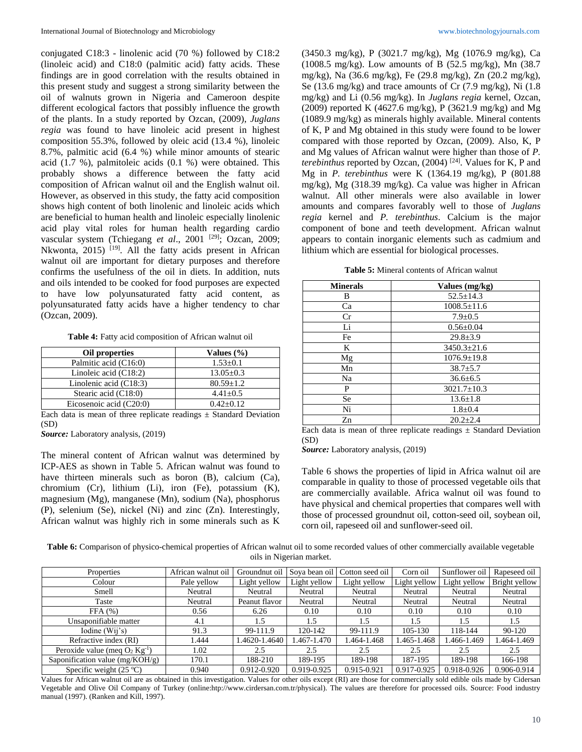conjugated C18:3 - linolenic acid (70 %) followed by C18:2 (linoleic acid) and C18:0 (palmitic acid) fatty acids. These findings are in good correlation with the results obtained in this present study and suggest a strong similarity between the oil of walnuts grown in Nigeria and Cameroon despite different ecological factors that possibly influence the growth of the plants. In a study reported by Ozcan, (2009), *Juglans regia* was found to have linoleic acid present in highest composition 55.3%, followed by oleic acid (13.4 %), linoleic 8.7%, palmitic acid (6.4 %) while minor amounts of stearic acid (1.7 %), palmitoleic acids (0.1 %) were obtained. This probably shows a difference between the fatty acid composition of African walnut oil and the English walnut oil. However, as observed in this study, the fatty acid composition shows high content of both linolenic and linoleic acids which are beneficial to human health and linoleic especially linolenic acid play vital roles for human health regarding cardio vascular system (Tchiegang *et al*., 2001 [29]; Ozcan, 2009; Nkwonta, 2015) [19]. All the fatty acids present in African walnut oil are important for dietary purposes and therefore confirms the usefulness of the oil in diets. In addition, nuts and oils intended to be cooked for food purposes are expected to have low polyunsaturated fatty acid content, as polyunsaturated fatty acids have a higher tendency to char (Ozcan, 2009).

**Table 4:** Fatty acid composition of African walnut oil

| Oil properties | Values (%) |
|---|---|
| Palmitic acid (C16:0) | 1.53±0.1 |
| Linoleic acid (C18:2) | 13.05±0.3 |
| Linolenic acid (C18:3) | 80.59±1.2 |
| Stearic acid (C18:0) | 4.41±0.5 |
| Eicosenoic acid (C20:0) | 0.42±0.12 |

Each data is mean of three replicate readings ± Standard Deviation (SD)

***Source:*** Laboratory analysis, (2019)

The mineral content of African walnut was determined by ICP-AES as shown in Table 5. African walnut was found to have thirteen minerals such as boron (B), calcium (Ca), chromium (Cr), lithium (Li), iron (Fe), potassium (K), magnesium (Mg), manganese (Mn), sodium (Na), phosphorus (P), selenium (Se), nickel (Ni) and zinc (Zn). Interestingly, African walnut was highly rich in some minerals such as K (3450.3 mg/kg), P (3021.7 mg/kg), Mg (1076.9 mg/kg), Ca (1008.5 mg/kg). Low amounts of B (52.5 mg/kg), Mn (38.7 mg/kg), Na (36.6 mg/kg), Fe (29.8 mg/kg), Zn (20.2 mg/kg), Se (13.6 mg/kg) and trace amounts of Cr (7.9 mg/kg), Ni (1.8 mg/kg) and Li (0.56 mg/kg). In *Juglans regia* kernel, Ozcan, (2009) reported K (4627.6 mg/kg), P (3621.9 mg/kg) and Mg (1089.9 mg/kg) as minerals highly available. Mineral contents of K, P and Mg obtained in this study were found to be lower compared with those reported by Ozcan, (2009). Also, K, P and Mg values of African walnut were higher than those of *P. terebinthus* reported by Ozcan, (2004) [24]. Values for K, P and Mg in *P. terebinthus* were K (1364.19 mg/kg), P (801.88 mg/kg), Mg (318.39 mg/kg). Ca value was higher in African walnut. All other minerals were also available in lower amounts and compares favorably well to those of *Juglans regia* kernel and *P. terebinthus*. Calcium is the major component of bone and teeth development. African walnut appears to contain inorganic elements such as cadmium and lithium which are essential for biological processes.

**Table 5:** Mineral contents of African walnut

| Minerals | Values (mg/kg) |
|---|---|
| B | 52.5±14.3 |
| Ca | 1008.5±11.6 |
| Cr | 7.9±0.5 |
| Li | 0.56±0.04 |
| Fe | 29.8±3.9 |
| K | 3450.3±21.6 |
| Mg | 1076.9±19.8 |
| Mn | 38.7±5.7 |
| Na | 36.6±6.5 |
| P | 3021.7±10.3 |
| Se | 13.6±1.8 |
| Ni | 1.8±0.4 |
| Zn | 20.2±2.4 |

Each data is mean of three replicate readings ± Standard Deviation (SD)

***Source:*** Laboratory analysis, (2019)

Table 6 shows the properties of lipid in Africa walnut oil are comparable in quality to those of processed vegetable oils that are commercially available. Africa walnut oil was found to have physical and chemical properties that compares well with those of processed groundnut oil, cotton-seed oil, soybean oil, corn oil, rapeseed oil and sunflower-seed oil.

**Table 6:** Comparison of physico-chemical properties of African walnut oil to some recorded values of other commercially available vegetable oils in Nigerian market.

| Properties | African walnut oil | Groundnut oil | Soya bean oil | Cotton seed oil | Corn oil | Sunflower oil | Rapeseed oil |
|---|---|---|---|---|---|---|---|
| Colour | Pale yellow | Light yellow | Light yellow | Light yellow | Light yellow | Light yellow | Bright yellow |
| Smell | Neutral | Neutral | Neutral | Neutral | Neutral | Neutral | Neutral |
| Taste | Neutral | Peanut flavor | Neutral | Neutral | Neutral | Neutral | Neutral |
| FFA (%) | 0.56 | 6.26 | 0.10 | 0.10 | 0.10 | 0.10 | 0.10 |
| Unsaponifiable matter | 4.1 | 1.5 | 1.5 | 1.5 | 1.5 | 1.5 | 1.5 |
| Iodine (Wij's) | 91.3 | 99-111.9 | 120-142 | 99-111.9 | 105-130 | 118-144 | 90-120 |
| Refractive index (RI) | 1.444 | 1.4620-1.4640 | 1.467-1.470 | 1.464-1.468 | 1.465-1.468 | 1.466-1.469 | 1.464-1.469 |
| Peroxide value (meq $O_2$ $Kg^{-1}$) | 1.02 | 2.5 | 2.5 | 2.5 | 2.5 | 2.5 | 2.5 |
| Saponification value (mg/KOH/g) | 170.1 | 188-210 | 189-195 | 189-198 | 187-195 | 189-198 | 166-198 |
| Specific weight (25 ºC) | 0.940 | 0.912-0.920 | 0.919-0.925 | 0.915-0.921 | 0.917-0.925 | 0.918-0.926 | 0.906-0.914 |

Values for African walnut oil are as obtained in this investigation. Values for other oils except (RI) are those for commercially sold edible oils made by Cidersan Vegetable and Olive Oil Company of Turkey (online:htp://www.cirdersan.com.tr/physical). The values are therefore for processed oils. Source: Food industry manual (1997). (Ranken and Kill, 1997).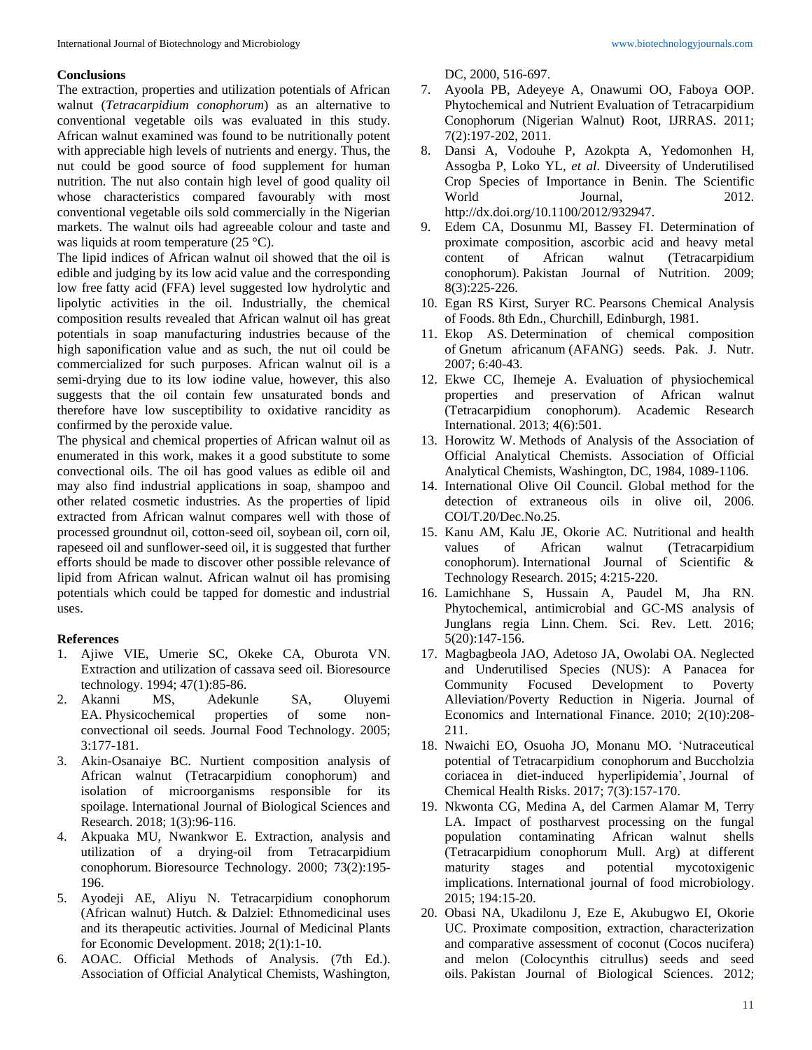**Conclusions**

The extraction, properties and utilization potentials of African walnut (*Tetracarpidium conophorum*) as an alternative to conventional vegetable oils was evaluated in this study. African walnut examined was found to be nutritionally potent with appreciable high levels of nutrients and energy. Thus, the nut could be good source of food supplement for human nutrition. The nut also contain high level of good quality oil whose characteristics compared favourably with most conventional vegetable oils sold commercially in the Nigerian markets. The walnut oils had agreeable colour and taste and was liquids at room temperature (25 °C).

The lipid indices of African walnut oil showed that the oil is edible and judging by its low acid value and the corresponding low free fatty acid (FFA) level suggested low hydrolytic and lipolytic activities in the oil. Industrially, the chemical composition results revealed that African walnut oil has great potentials in soap manufacturing industries because of the high saponification value and as such, the nut oil could be commercialized for such purposes. African walnut oil is a semi-drying due to its low iodine value, however, this also suggests that the oil contain few unsaturated bonds and therefore have low susceptibility to oxidative rancidity as confirmed by the peroxide value.

The physical and chemical properties of African walnut oil as enumerated in this work, makes it a good substitute to some convectional oils. The oil has good values as edible oil and may also find industrial applications in soap, shampoo and other related cosmetic industries. As the properties of lipid extracted from African walnut compares well with those of processed groundnut oil, cotton-seed oil, soybean oil, corn oil, rapeseed oil and sunflower-seed oil, it is suggested that further efforts should be made to discover other possible relevance of lipid from African walnut. African walnut oil has promising potentials which could be tapped for domestic and industrial uses.

**References**

1. Ajiwe VIE, Umerie SC, Okeke CA, Oburota VN. Extraction and utilization of cassava seed oil. Bioresource technology. 1994; 47(1):85-86.
2. Akanni MS, Adekunle SA, Oluyemi EA. Physicochemical properties of some non-convectional oil seeds. Journal Food Technology. 2005; 3:177-181.
3. Akin-Osanaiye BC. Nurtient composition analysis of African walnut (Tetracarpidium conophorum) and isolation of microorganisms responsible for its spoilage. International Journal of Biological Sciences and Research. 2018; 1(3):96-116.
4. Akpuaka MU, Nwankwor E. Extraction, analysis and utilization of a drying-oil from Tetracarpidium conophorum. Bioresource Technology. 2000; 73(2):195-196.
5. Ayodeji AE, Aliyu N. Tetracarpidium conophorum (African walnut) Hutch. & Dalziel: Ethnomedicinal uses and its therapeutic activities. Journal of Medicinal Plants for Economic Development. 2018; 2(1):1-10.
6. AOAC. Official Methods of Analysis. (7th Ed.). Association of Official Analytical Chemists, Washington, DC, 2000, 516-697.
7. Ayoola PB, Adeyeye A, Onawumi OO, Faboya OOP. Phytochemical and Nutrient Evaluation of Tetracarpidium Conophorum (Nigerian Walnut) Root, IJRRAS. 2011; 7(2):197-202, 2011.
8. Dansi A, Vodouhe P, Azokpta A, Yedomonhen H, Assogba P, Loko YL, *et al*. Diveersity of Underutilised Crop Species of Importance in Benin. The Scientific World Journal, 2012. http://dx.doi.org/10.1100/2012/932947.
9. Edem CA, Dosunmu MI, Bassey FI. Determination of proximate composition, ascorbic acid and heavy metal content of African walnut (Tetracarpidium conophorum). Pakistan Journal of Nutrition. 2009; 8(3):225-226.
10. Egan RS Kirst, Suryer RC. Pearsons Chemical Analysis of Foods. 8th Edn., Churchill, Edinburgh, 1981.
11. Ekop AS. Determination of chemical composition of Gnetum africanum (AFANG) seeds. Pak. J. Nutr. 2007; 6:40-43.
12. Ekwe CC, Ihemeje A. Evaluation of physiochemical properties and preservation of African walnut (Tetracarpidium conophorum). Academic Research International. 2013; 4(6):501.
13. Horowitz W. Methods of Analysis of the Association of Official Analytical Chemists. Association of Official Analytical Chemists, Washington, DC, 1984, 1089-1106.
14. International Olive Oil Council. Global method for the detection of extraneous oils in olive oil, 2006. COI/T.20/Dec.No.25.
15. Kanu AM, Kalu JE, Okorie AC. Nutritional and health values of African walnut (Tetracarpidium conophorum). International Journal of Scientific & Technology Research. 2015; 4:215-220.
16. Lamichhane S, Hussain A, Paudel M, Jha RN. Phytochemical, antimicrobial and GC-MS analysis of Junglans regia Linn. Chem. Sci. Rev. Lett. 2016; 5(20):147-156.
17. Magbagbeola JAO, Adetoso JA, Owolabi OA. Neglected and Underutilised Species (NUS): A Panacea for Community Focused Development to Poverty Alleviation/Poverty Reduction in Nigeria. Journal of Economics and International Finance. 2010; 2(10):208-211.
18. Nwaichi EO, Osuoha JO, Monanu MO. 'Nutraceutical potential of Tetracarpidium conophorum and Buccholzia coriacea in diet-induced hyperlipidemia', Journal of Chemical Health Risks. 2017; 7(3):157-170.
19. Nkwonta CG, Medina A, del Carmen Alamar M, Terry LA. Impact of postharvest processing on the fungal population contaminating African walnut shells (Tetracarpidium conophorum Mull. Arg) at different maturity stages and potential mycotoxigenic implications. International journal of food microbiology. 2015; 194:15-20.
20. Obasi NA, Ukadilonu J, Eze E, Akubugwo EI, Okorie UC. Proximate composition, extraction, characterization and comparative assessment of coconut (Cocos nucifera) and melon (Colocynthis citrullus) seeds and seed oils. Pakistan Journal of Biological Sciences. 2012;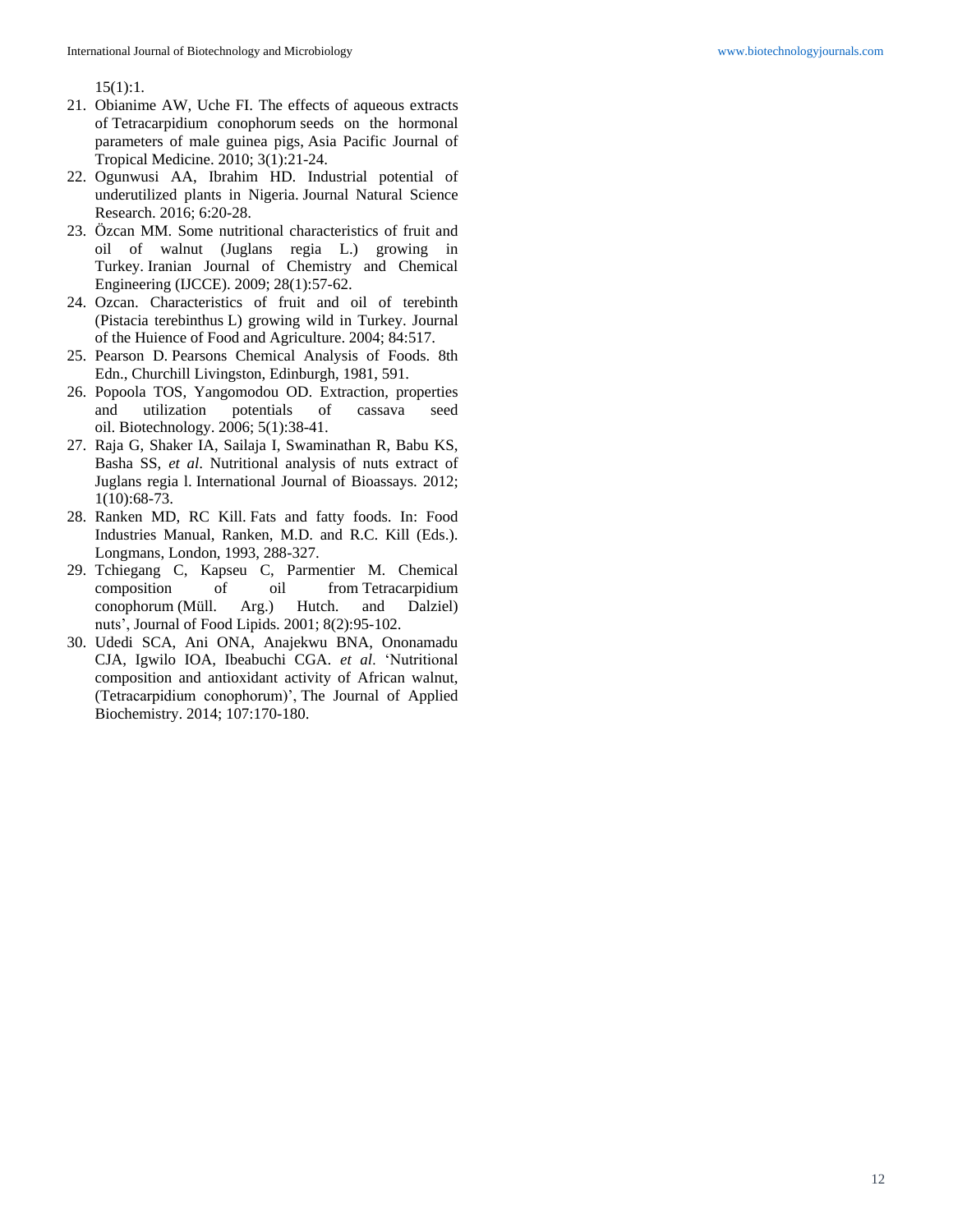15(1):1.

21. Obianime AW, Uche FI. The effects of aqueous extracts of Tetracarpidium conophorum seeds on the hormonal parameters of male guinea pigs, Asia Pacific Journal of Tropical Medicine. 2010; 3(1):21-24.
22. Ogunwusi AA, Ibrahim HD. Industrial potential of underutilized plants in Nigeria. Journal Natural Science Research. 2016; 6:20-28.
23. Özcan MM. Some nutritional characteristics of fruit and oil of walnut (Juglans regia L.) growing in Turkey. Iranian Journal of Chemistry and Chemical Engineering (IJCCE). 2009; 28(1):57-62.
24. Ozcan. Characteristics of fruit and oil of terebinth (Pistacia terebinthus L) growing wild in Turkey. Journal of the Huience of Food and Agriculture. 2004; 84:517.
25. Pearson D. Pearsons Chemical Analysis of Foods. 8th Edn., Churchill Livingston, Edinburgh, 1981, 591.
26. Popoola TOS, Yangomodou OD. Extraction, properties and utilization potentials of cassava seed oil. Biotechnology. 2006; 5(1):38-41.
27. Raja G, Shaker IA, Sailaja I, Swaminathan R, Babu KS, Basha SS, *et al*. Nutritional analysis of nuts extract of Juglans regia l. International Journal of Bioassays. 2012; 1(10):68-73.
28. Ranken MD, RC Kill. Fats and fatty foods. In: Food Industries Manual, Ranken, M.D. and R.C. Kill (Eds.). Longmans, London, 1993, 288-327.
29. Tchiegang C, Kapseu C, Parmentier M. Chemical composition of oil from Tetracarpidium conophorum (Müll. Arg.) Hutch. and Dalziel) nuts', Journal of Food Lipids. 2001; 8(2):95-102.
30. Udedi SCA, Ani ONA, Anajekwu BNA, Ononamadu CJA, Igwilo IOA, Ibeabuchi CGA. *et al*. 'Nutritional composition and antioxidant activity of African walnut, (Tetracarpidium conophorum)', The Journal of Applied Biochemistry. 2014; 107:170-180.